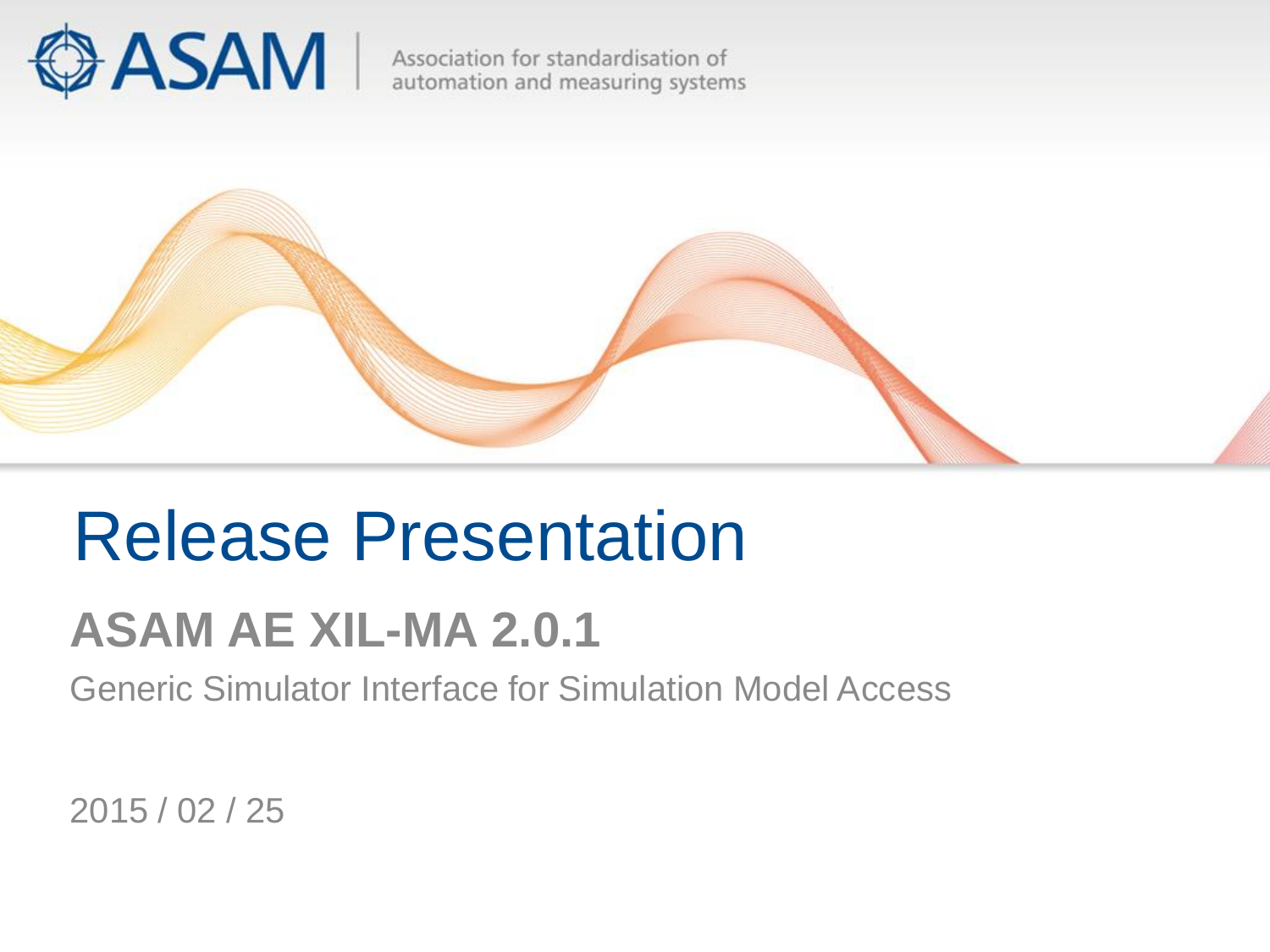ASAM | Association for standardisation of automation and measuring systems

# Release Presentation

## ASAM AE XIL-MA 2.0.1

Generic Simulator Interface for Simulation Model Access

2015 / 02 / 25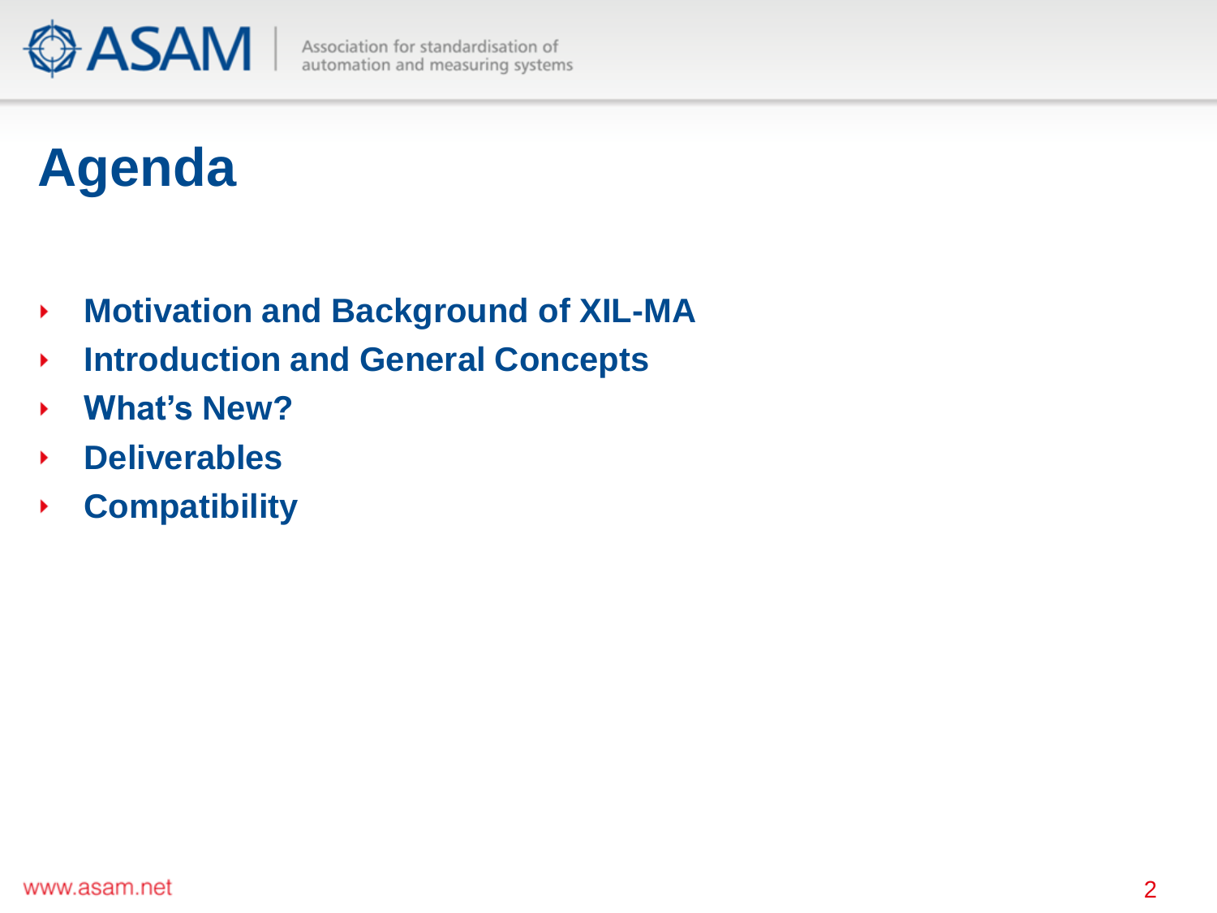# Agenda

- **Motivation and Background of XIL-MA**
- **Introduction and General Concepts**
- **What's New?**
- **Deliverables**
- **Compatibility**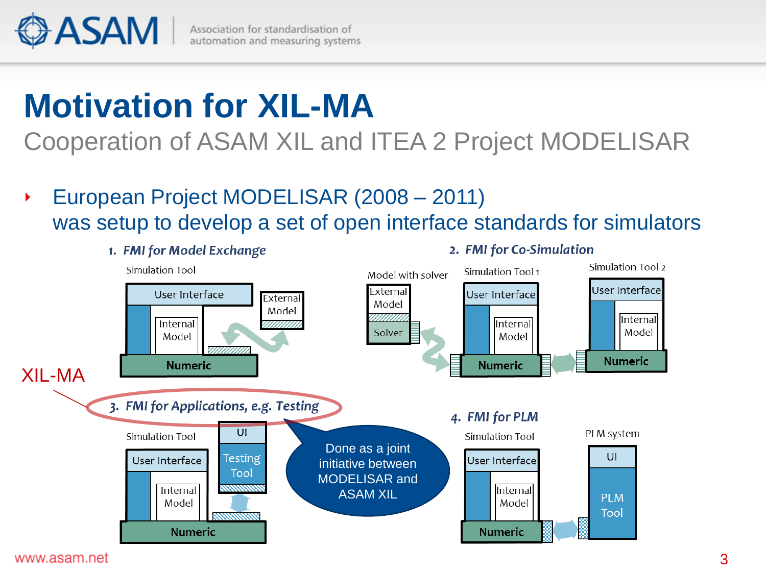# Motivation for XIL-MA

## Cooperation of ASAM XIL and ITEA 2 Project MODELISAR

- European Project MODELISAR (2008 – 2011) was setup to develop a set of open interface standards for simulators

1. *FMI for Model Exchange*

Simulation Tool

User Interface

Internal Model

Numeric

External Model

2. *FMI for Co-Simulation*

Model with solver

External Model

Solver

Simulation Tool 1

User Interface

Internal Model

Numeric

Simulation Tool 2

User Interface

Internal Model

Numeric

XIL-MA

3. *FMI for Applications, e.g. Testing*

Simulation Tool

User Interface

Internal Model

Numeric

UI

Testing Tool

Done as a joint initiative between MODELISAR and ASAM XIL

4. *FMI for PLM*

Simulation Tool

User Interface

Internal Model

Numeric

PLM system

UI

PLM Tool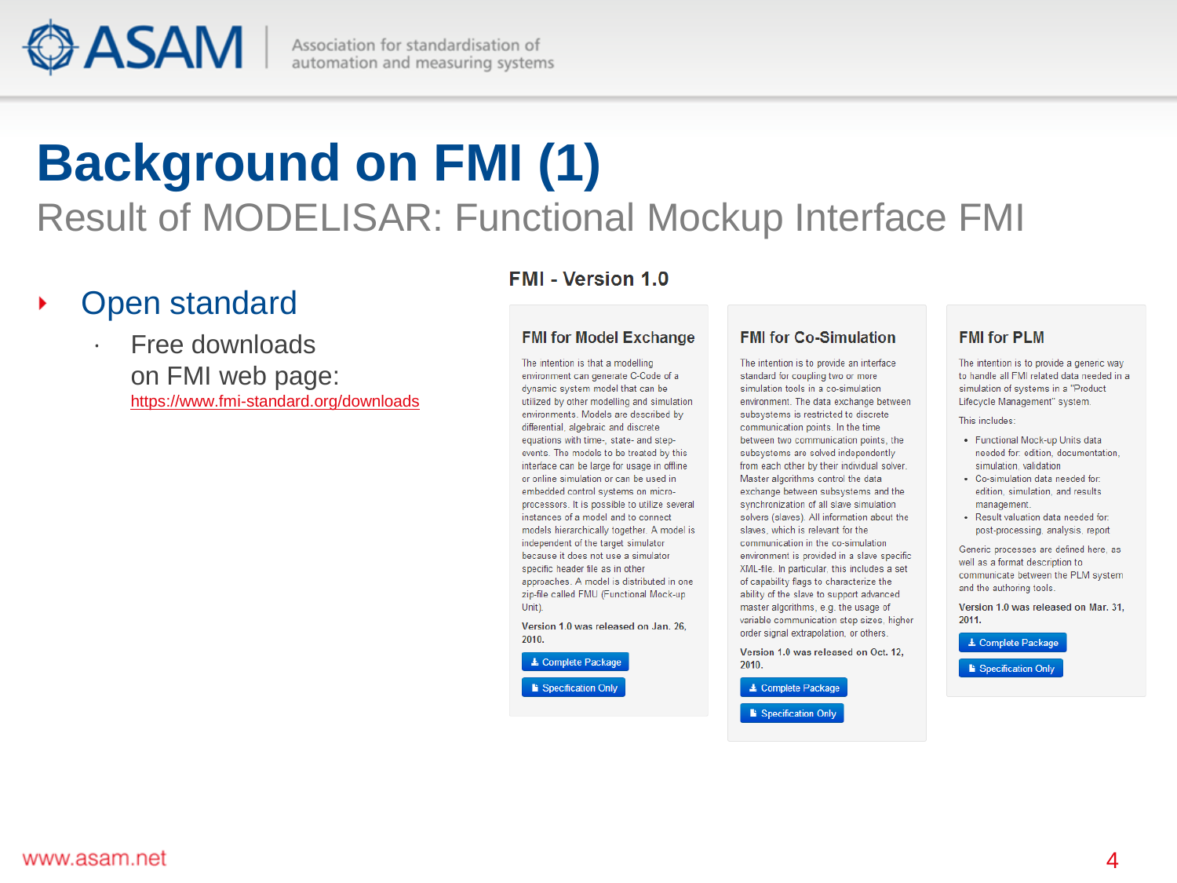# Background on FMI (1)

## Result of MODELISAR: Functional Mockup Interface FMI

- Open standard
  - Free downloads on FMI web page: [https://www.fmi-standard.org/downloads](https://www.fmi-standard.org/downloads)

### FMI - Version 1.0

#### FMI for Model Exchange

The intention is that a modelling environment can generate C-Code of a dynamic system model that can be utilized by other modelling and simulation environments. Models are described by differential, algebraic and discrete equations with time-, state- and step-events. The models to be treated by this interface can be large for usage in offline or online simulation or can be used in embedded control systems on micro-processors. It is possible to utilize several instances of a model and to connect models hierarchically together. A model is independent of the target simulator because it does not use a simulator specific header file as in other approaches. A model is distributed in one zip-file called FMU (Functional Mock-up Unit).

**Version 1.0 was released on Jan. 26, 2010.**

Complete Package

Specification Only

#### FMI for Co-Simulation

The intention is to provide an interface standard for coupling two or more simulation tools in a co-simulation environment. The data exchange between subsystems is restricted to discrete communication points. In the time between two communication points, the subsystems are solved independently from each other by their individual solver. Master algorithms control the data exchange between subsystems and the synchronization of all slave simulation solvers (slaves). All information about the slaves, which is relevant for the communication in the co-simulation environment is provided in a slave specific XML-file. In particular, this includes a set of capability flags to characterize the ability of the slave to support advanced master algorithms, e.g. the usage of variable communication step sizes, higher order signal extrapolation, or others.

**Version 1.0 was released on Oct. 12, 2010.**

Complete Package

Specification Only

#### FMI for PLM

The intention is to provide a generic way to handle all FMI related data needed in a simulation of systems in a "Product Lifecycle Management" system.

This includes:

- Functional Mock-up Units data needed for: edition, documentation, simulation, validation
- Co-simulation data needed for: edition, simulation, and results management.
- Result valuation data needed for: post-processing, analysis, report

Generic processes are defined here, as well as a format description to communicate between the PLM system and the authoring tools.

**Version 1.0 was released on Mar. 31, 2011.**

Complete Package

Specification Only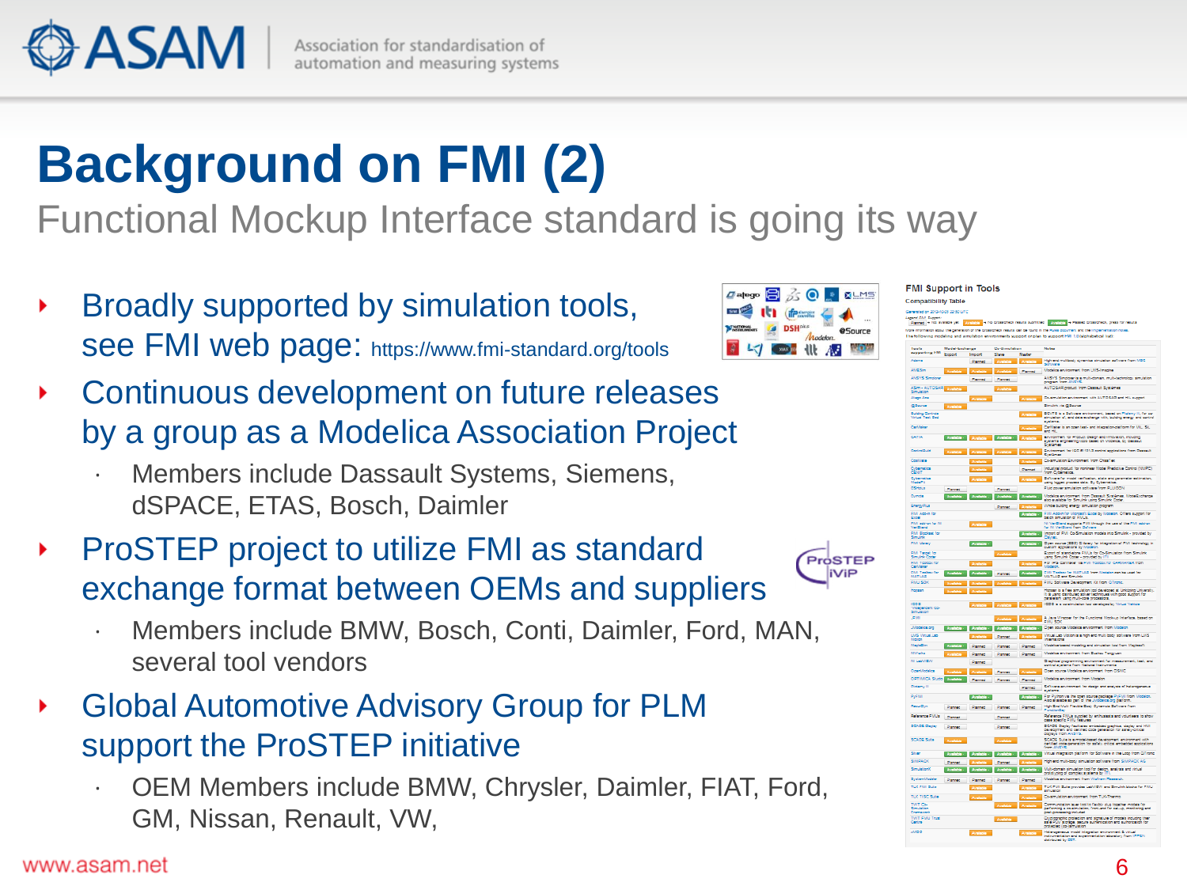# Background on FMI (2)

## Functional Mockup Interface standard is going its way

- Broadly supported by simulation tools, see FMI web page: https://www.fmi-standard.org/tools
- Continuous development on future releases by a group as a Modelica Association Project
  - Members include Dassault Systems, Siemens, dSPACE, ETAS, Bosch, Daimler
- ProSTEP project to utilize FMI as standard exchange format between OEMs and suppliers
  - Members include BMW, Bosch, Conti, Daimler, Ford, MAN, several tool vendors
- Global Automotive Advisory Group for PLM support the ProSTEP initiative
  - OEM Members include BMW, Chrysler, Daimler, FIAT, Ford, GM, Nissan, Renault, VW,

www.asam.net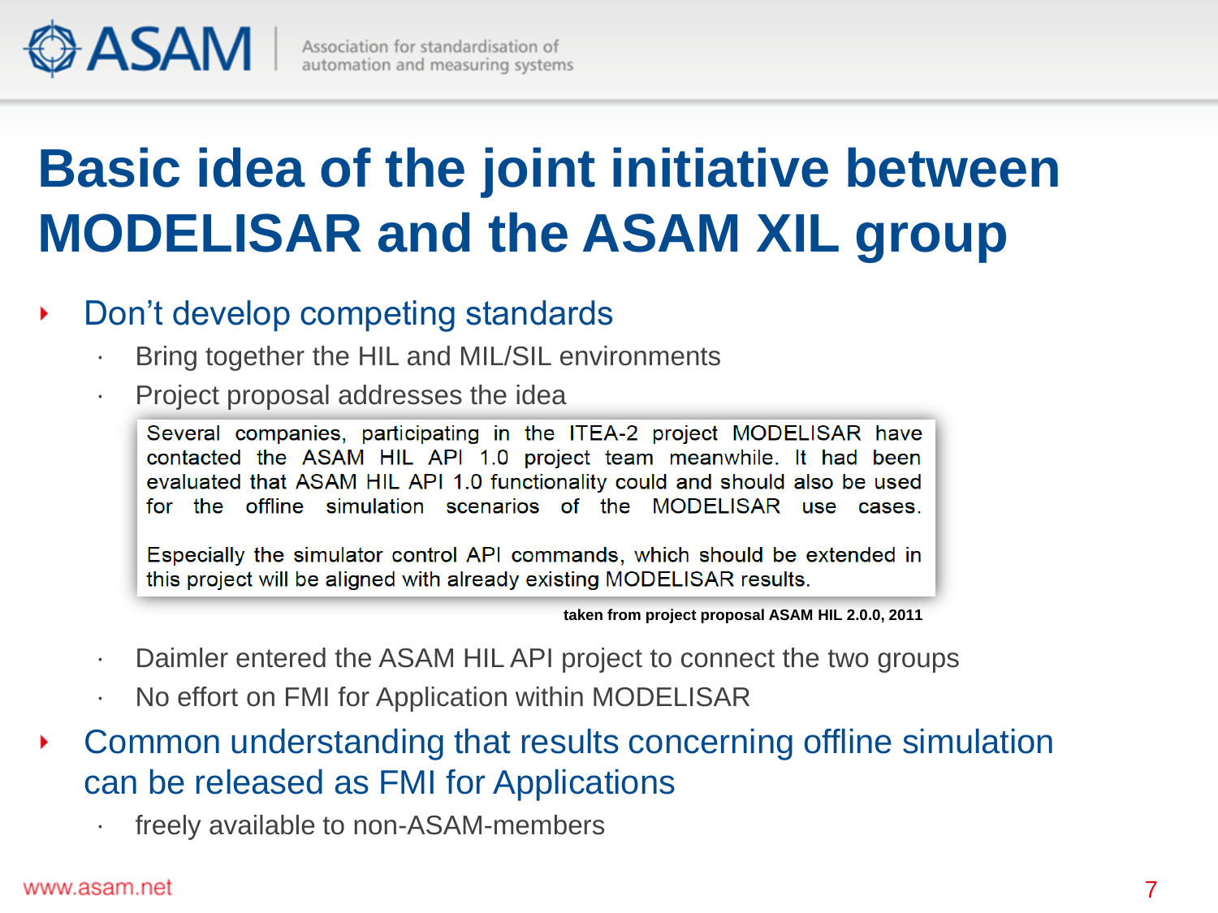# Basic idea of the joint initiative between MODELISAR and the ASAM XIL group

- Don't develop competing standards
  - Bring together the HIL and MIL/SIL environments
  - Project proposal addresses the idea

    > Several companies, participating in the ITEA-2 project MODELISAR have contacted the ASAM HIL API 1.0 project team meanwhile. It had been evaluated that ASAM HIL API 1.0 functionality could and should also be used for the offline simulation scenarios of the MODELISAR use cases.
    >
    > Especially the simulator control API commands, which should be extended in this project will be aligned with already existing MODELISAR results.

    **taken from project proposal ASAM HIL 2.0.0, 2011**

  - Daimler entered the ASAM HIL API project to connect the two groups
  - No effort on FMI for Application within MODELISAR
- Common understanding that results concerning offline simulation can be released as FMI for Applications
  - freely available to non-ASAM-members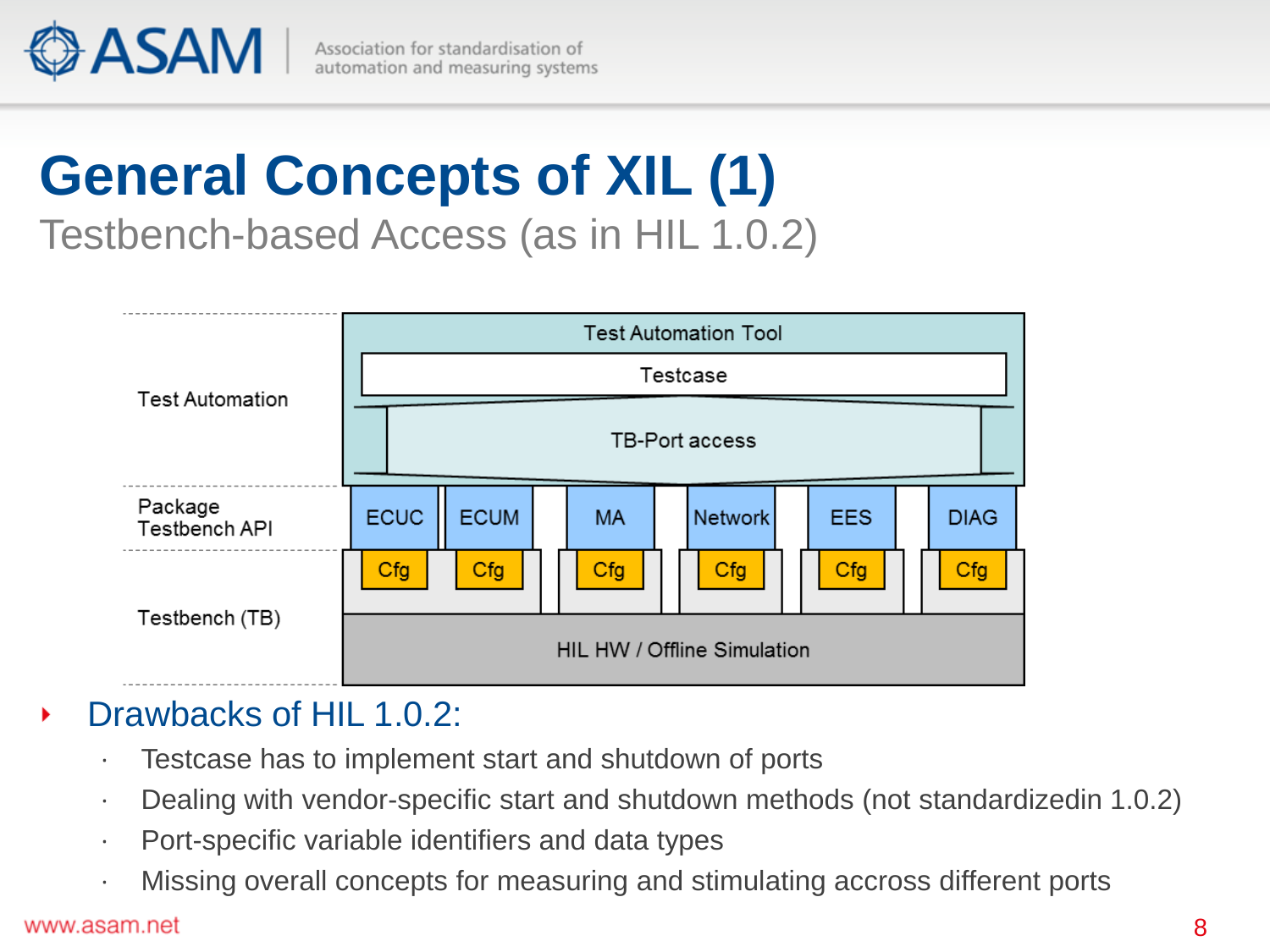# General Concepts of XIL (1)

## Testbench-based Access (as in HIL 1.0.2)

| Layer | Components |
| --- | --- |
| Test Automation | Test Automation Tool: Testcase, TB-Port access |
| Package Testbench API | ECUC, ECUM, MA, Network, EES, DIAG |
| Testbench (TB) | Cfg, Cfg, Cfg, Cfg, Cfg, Cfg; HIL HW / Offline Simulation |

- Drawbacks of HIL 1.0.2:
  - Testcase has to implement start and shutdown of ports
  - Dealing with vendor-specific start and shutdown methods (not standardizedin 1.0.2)
  - Port-specific variable identifiers and data types
  - Missing overall concepts for measuring and stimulating accross different ports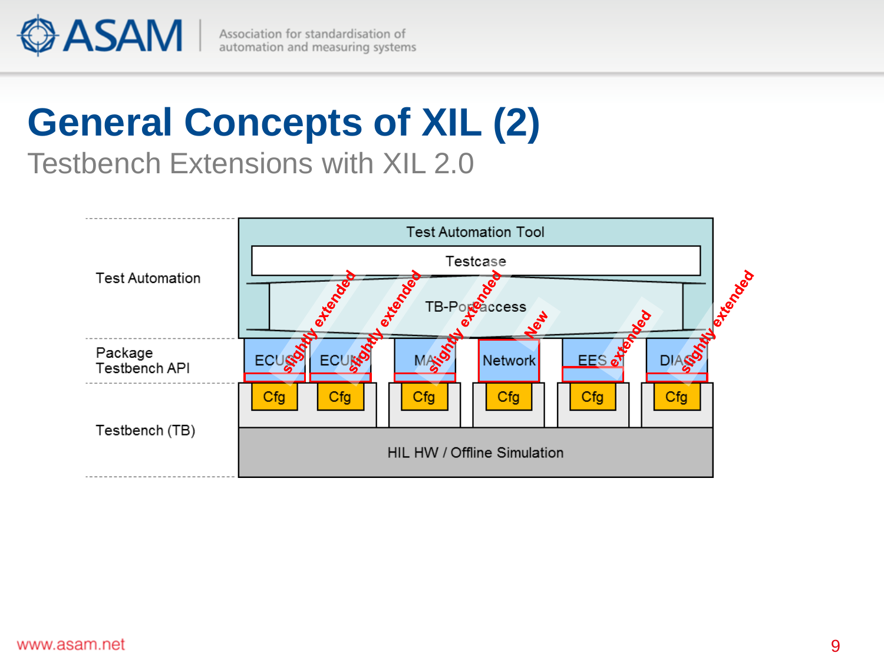# General Concepts of XIL (2)

## Testbench Extensions with XIL 2.0

| | |
|---|---|
| Test Automation | Test Automation Tool / Testcase / TB-Port access |
| Package Testbench API | ECU (slightly extended), ECU (slightly extended), MA (slightly extended), Network (New), EES (extended), DIAG (slightly extended) |
| Testbench (TB) | Cfg, Cfg, Cfg, Cfg, Cfg, Cfg / HIL HW / Offline Simulation |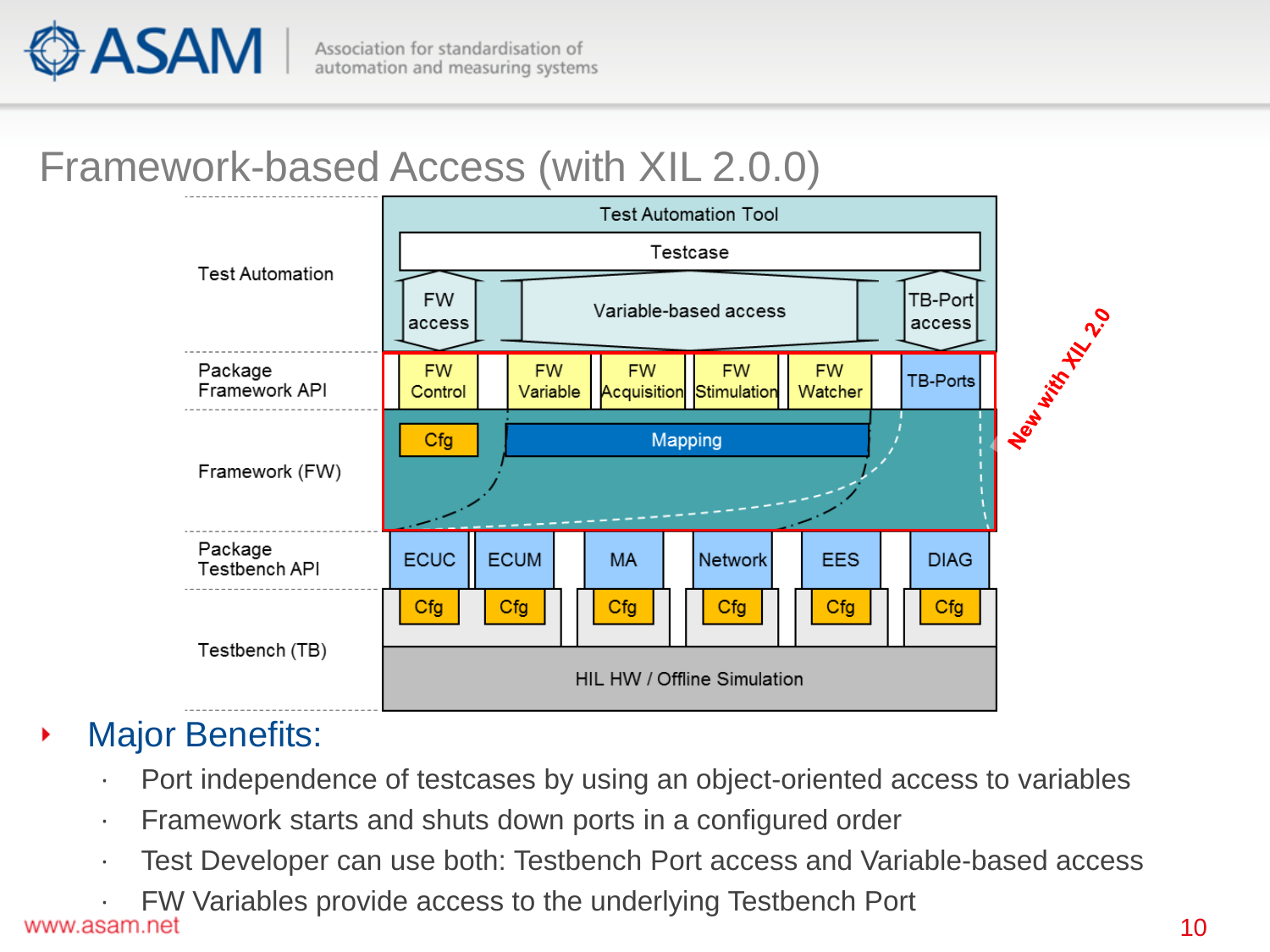# Framework-based Access (with XIL 2.0.0)

| Layer | |
|---|---|
| Test Automation | Test Automation Tool: Testcase; FW access; Variable-based access; TB-Port access |
| Package Framework API | FW Control; FW Variable; FW Acquisition; FW Stimulation; FW Watcher; TB-Ports |
| Framework (FW) | Cfg; Mapping |
| Package Testbench API | ECUC; ECUM; MA; Network; EES; DIAG |
| Testbench (TB) | Cfg; Cfg; Cfg; Cfg; Cfg; Cfg; HIL HW / Offline Simulation |

New with XIL 2.0

- **Major Benefits:**
  - Port independence of testcases by using an object-oriented access to variables
  - Framework starts and shuts down ports in a configured order
  - Test Developer can use both: Testbench Port access and Variable-based access
  - FW Variables provide access to the underlying Testbench Port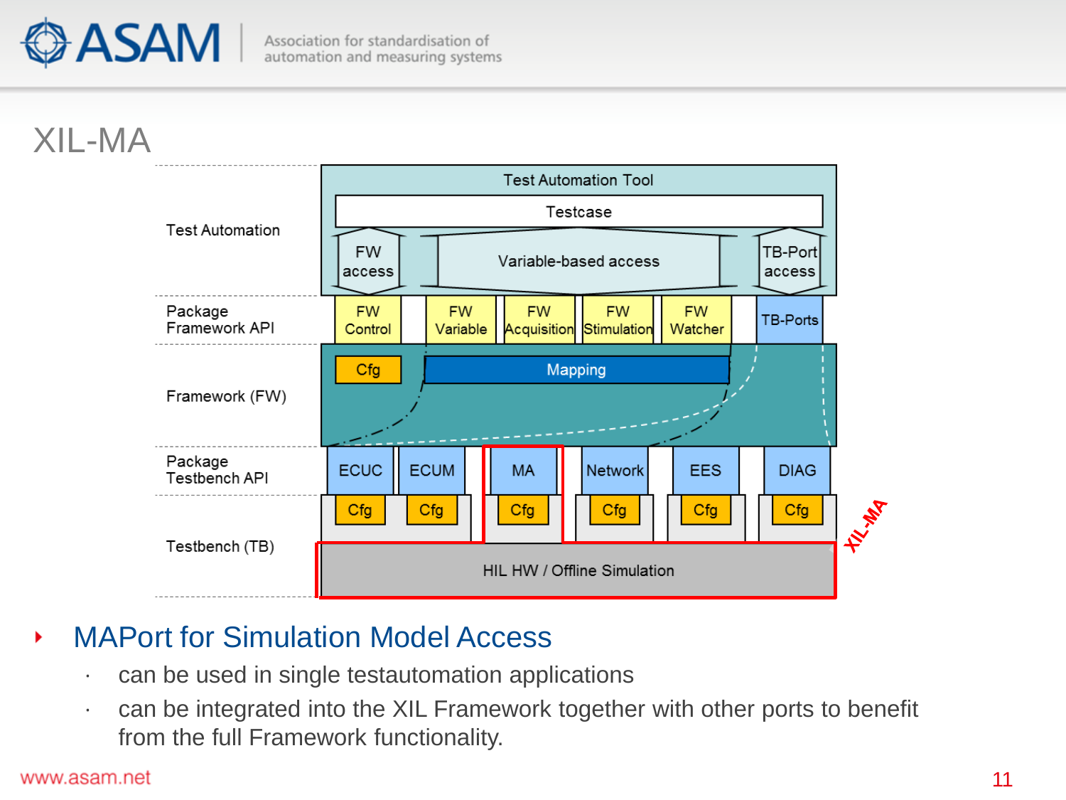# XIL-MA

| | |
|---|---|
| Test Automation | Test Automation Tool: Testcase; FW access; Variable-based access; TB-Port access |
| Package Framework API | FW Control; FW Variable; FW Acquisition; FW Stimulation; FW Watcher; TB-Ports |
| Framework (FW) | Cfg; Mapping |
| Package Testbench API | ECUC; ECUM; MA; Network; EES; DIAG |
| Testbench (TB) | Cfg; Cfg; Cfg; Cfg; Cfg; Cfg; HIL HW / Offline Simulation |

XIL-MA

- **MAPort for Simulation Model Access**
  - can be used in single testautomation applications
  - can be integrated into the XIL Framework together with other ports to benefit from the full Framework functionality.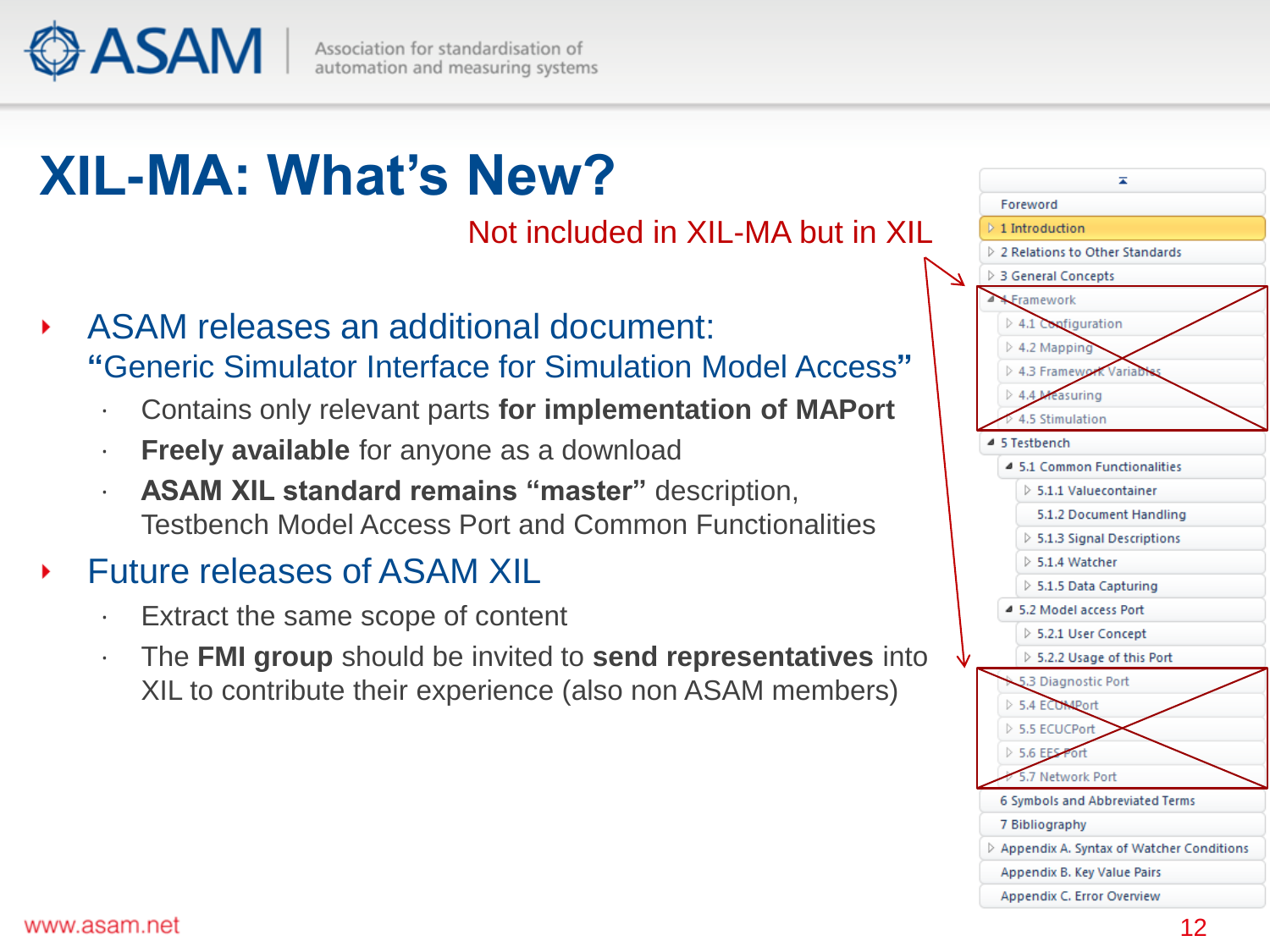# XIL-MA: What's New?

Not included in XIL-MA but in XIL

- ASAM releases an additional document: **"**Generic Simulator Interface for Simulation Model Access**"**
  - Contains only relevant parts **for implementation of MAPort**
  - **Freely available** for anyone as a download
  - **ASAM XIL standard remains "master"** description, Testbench Model Access Port and Common Functionalities
- Future releases of ASAM XIL
  - Extract the same scope of content
  - The **FMI group** should be invited to **send representatives** into XIL to contribute their experience (also non ASAM members)

Foreword
1 Introduction
2 Relations to Other Standards
3 General Concepts
~~4 Framework~~
~~4.1 Configuration~~
~~4.2 Mapping~~
~~4.3 Framework Variables~~
~~4.4 Measuring~~
~~4.5 Stimulation~~
5 Testbench
5.1 Common Functionalities
5.1.1 Valuecontainer
5.1.2 Document Handling
5.1.3 Signal Descriptions
5.1.4 Watcher
5.1.5 Data Capturing
5.2 Model access Port
5.2.1 User Concept
5.2.2 Usage of this Port
~~5.3 Diagnostic Port~~
~~5.4 ECUMPort~~
~~5.5 ECUCPort~~
~~5.6 EES Port~~
~~5.7 Network Port~~
6 Symbols and Abbreviated Terms
7 Bibliography
Appendix A. Syntax of Watcher Conditions
Appendix B. Key Value Pairs
Appendix C. Error Overview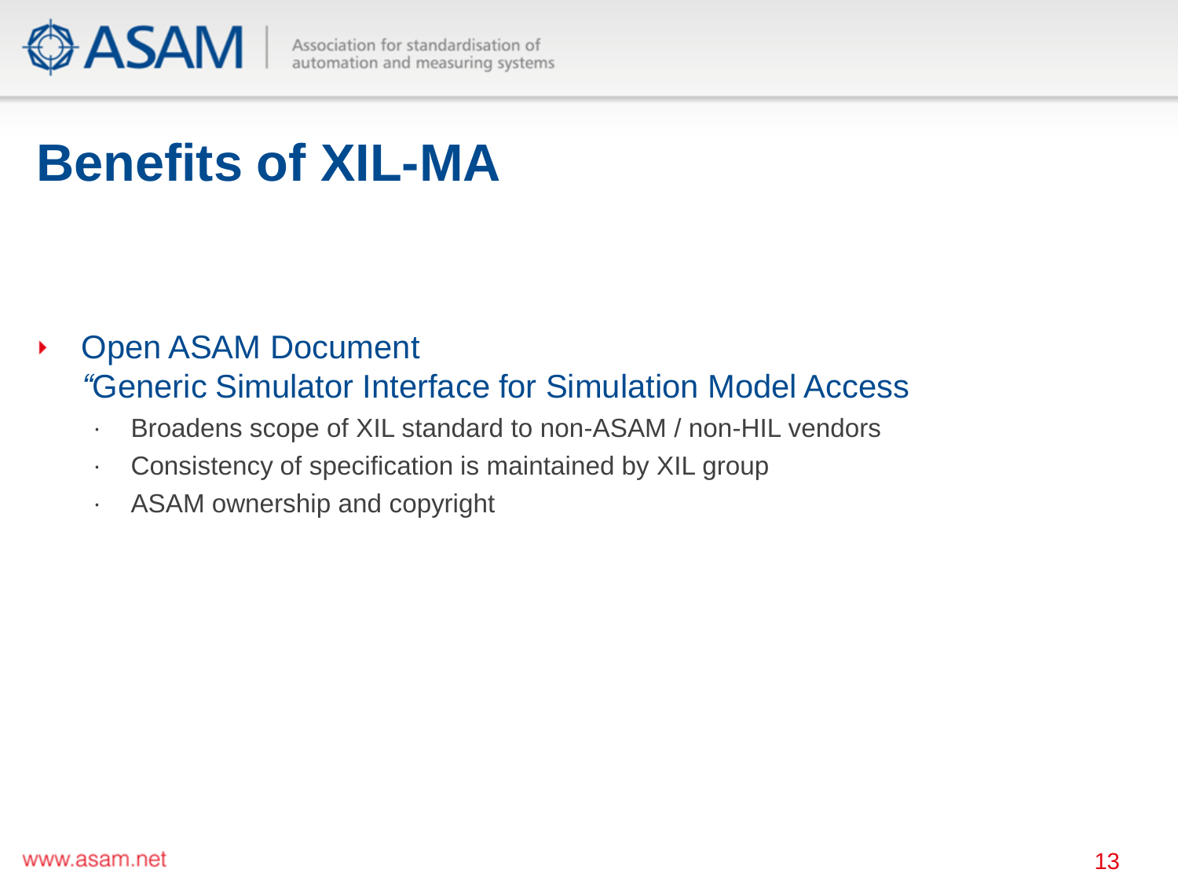# Benefits of XIL-MA

- Open ASAM Document
  “Generic Simulator Interface for Simulation Model Access
  - Broadens scope of XIL standard to non-ASAM / non-HIL vendors
  - Consistency of specification is maintained by XIL group
  - ASAM ownership and copyright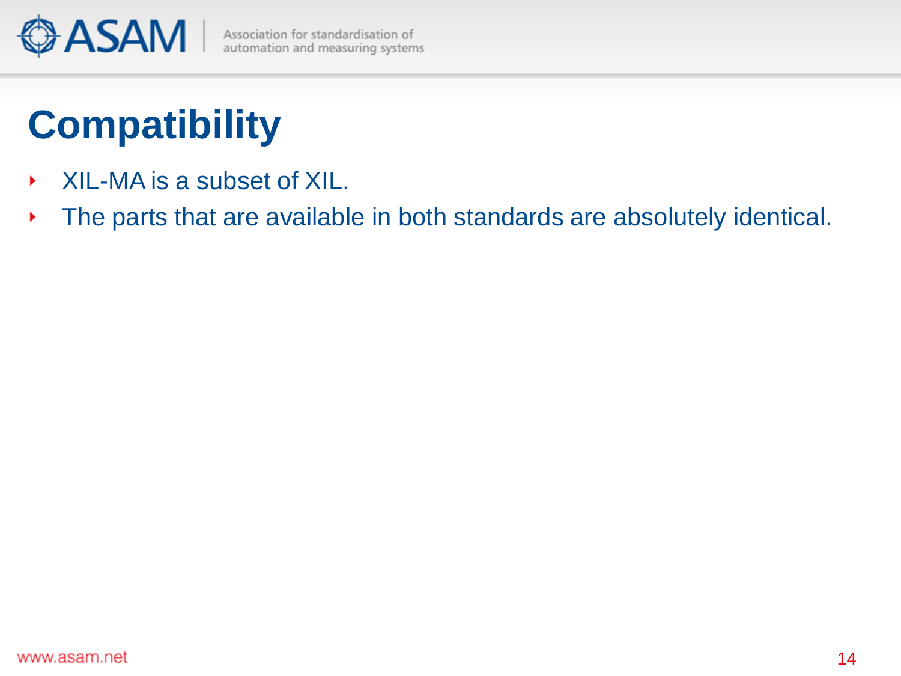# Compatibility

- XIL-MA is a subset of XIL.
- The parts that are available in both standards are absolutely identical.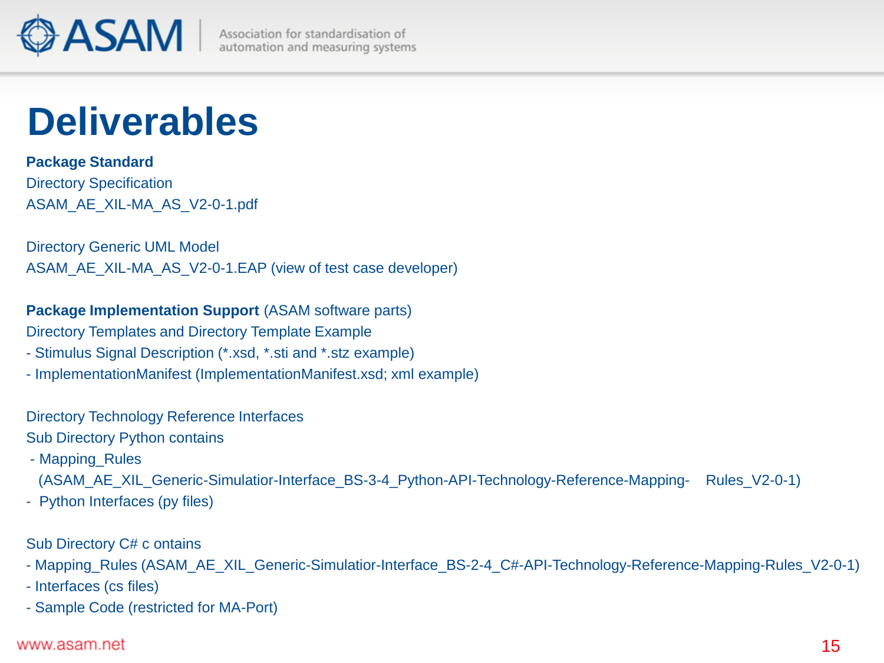# Deliverables

**Package Standard**

Directory Specification

ASAM_AE_XIL-MA_AS_V2-0-1.pdf

Directory Generic UML Model

ASAM_AE_XIL-MA_AS_V2-0-1.EAP (view of test case developer)

**Package Implementation Support** (ASAM software parts)

Directory Templates and Directory Template Example

- Stimulus Signal Description (*.xsd, *.sti and *.stz example)
- ImplementationManifest (ImplementationManifest.xsd; xml example)

Directory Technology Reference Interfaces

Sub Directory Python contains

- Mapping_Rules (ASAM_AE_XIL_Generic-Simulatior-Interface_BS-3-4_Python-API-Technology-Reference-Mapping- Rules_V2-0-1)
- Python Interfaces (py files)

Sub Directory C# c ontains

- Mapping_Rules (ASAM_AE_XIL_Generic-Simulatior-Interface_BS-2-4_C#-API-Technology-Reference-Mapping-Rules_V2-0-1)
- Interfaces (cs files)
- Sample Code (restricted for MA-Port)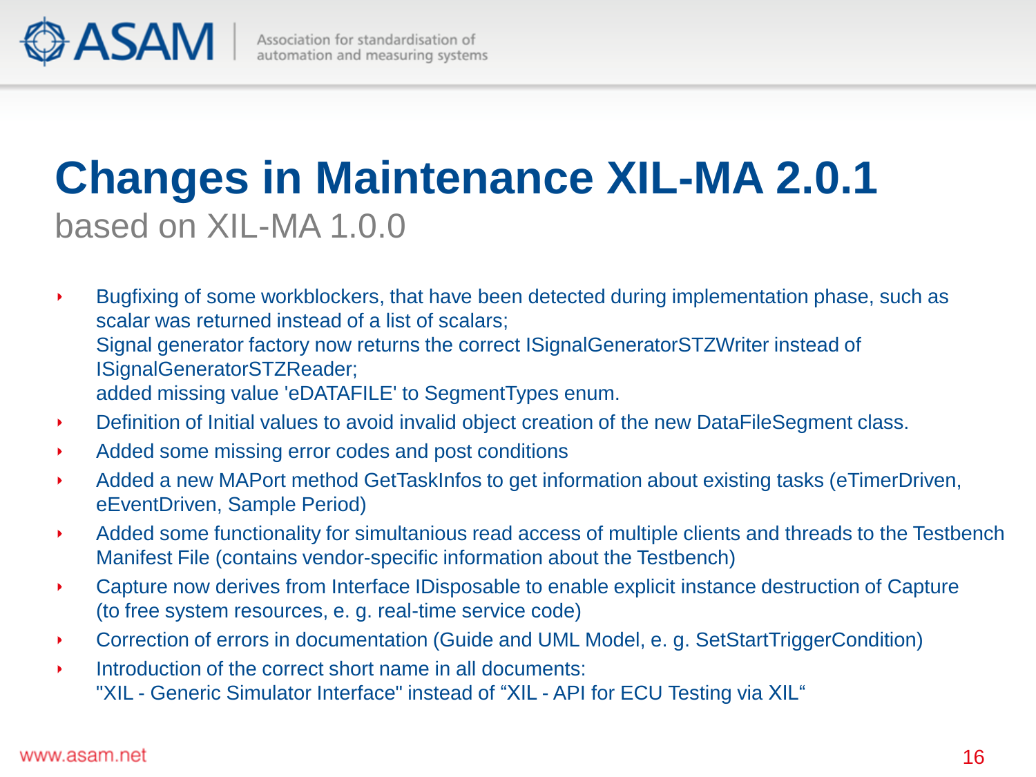# Changes in Maintenance XIL-MA 2.0.1

based on XIL-MA 1.0.0

- Bugfixing of some workblockers, that have been detected during implementation phase, such as scalar was returned instead of a list of scalars;
  Signal generator factory now returns the correct ISignalGeneratorSTZWriter instead of ISignalGeneratorSTZReader;
  added missing value 'eDATAFILE' to SegmentTypes enum.
- Definition of Initial values to avoid invalid object creation of the new DataFileSegment class.
- Added some missing error codes and post conditions
- Added a new MAPort method GetTaskInfos to get information about existing tasks (eTimerDriven, eEventDriven, Sample Period)
- Added some functionality for simultanious read access of multiple clients and threads to the Testbench Manifest File (contains vendor-specific information about the Testbench)
- Capture now derives from Interface IDisposable to enable explicit instance destruction of Capture (to free system resources, e. g. real-time service code)
- Correction of errors in documentation (Guide and UML Model, e. g. SetStartTriggerCondition)
- Introduction of the correct short name in all documents:
  "XIL - Generic Simulator Interface" instead of “XIL - API for ECU Testing via XIL“